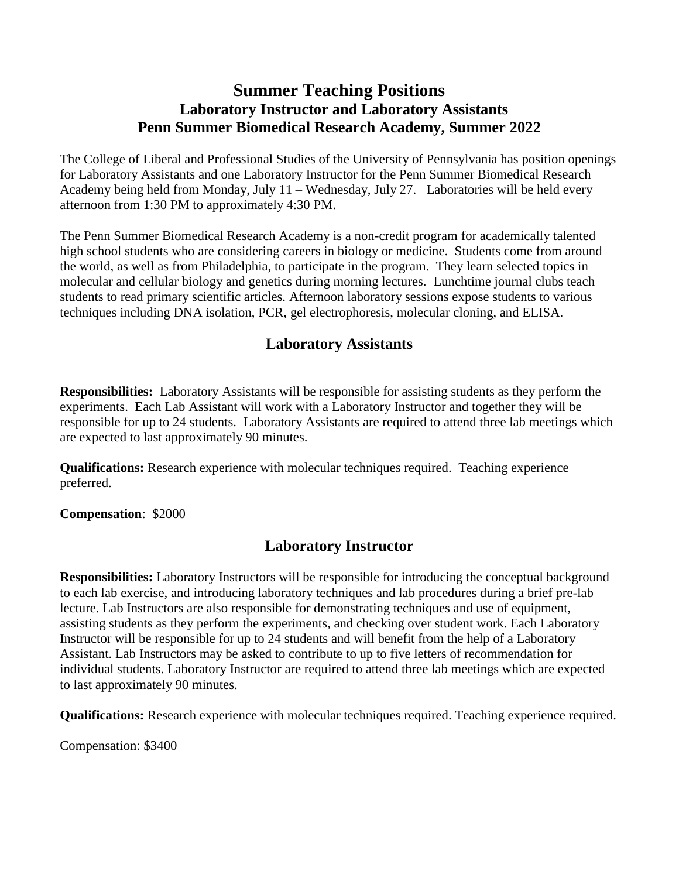# Summer Teaching Positions
## Laboratory Instructor and Laboratory Assistants
## Penn Summer Biomedical Research Academy, Summer 2022

The College of Liberal and Professional Studies of the University of Pennsylvania has position openings for Laboratory Assistants and one Laboratory Instructor for the Penn Summer Biomedical Research Academy being held from Monday, July 11 – Wednesday, July 27. Laboratories will be held every afternoon from 1:30 PM to approximately 4:30 PM.

The Penn Summer Biomedical Research Academy is a non-credit program for academically talented high school students who are considering careers in biology or medicine. Students come from around the world, as well as from Philadelphia, to participate in the program. They learn selected topics in molecular and cellular biology and genetics during morning lectures. Lunchtime journal clubs teach students to read primary scientific articles. Afternoon laboratory sessions expose students to various techniques including DNA isolation, PCR, gel electrophoresis, molecular cloning, and ELISA.

## Laboratory Assistants

**Responsibilities:** Laboratory Assistants will be responsible for assisting students as they perform the experiments. Each Lab Assistant will work with a Laboratory Instructor and together they will be responsible for up to 24 students. Laboratory Assistants are required to attend three lab meetings which are expected to last approximately 90 minutes.

**Qualifications:** Research experience with molecular techniques required. Teaching experience preferred.

**Compensation**: $2000

## Laboratory Instructor

**Responsibilities:** Laboratory Instructors will be responsible for introducing the conceptual background to each lab exercise, and introducing laboratory techniques and lab procedures during a brief pre-lab lecture. Lab Instructors are also responsible for demonstrating techniques and use of equipment, assisting students as they perform the experiments, and checking over student work. Each Laboratory Instructor will be responsible for up to 24 students and will benefit from the help of a Laboratory Assistant. Lab Instructors may be asked to contribute to up to five letters of recommendation for individual students. Laboratory Instructor are required to attend three lab meetings which are expected to last approximately 90 minutes.

**Qualifications:** Research experience with molecular techniques required. Teaching experience required.

Compensation: $3400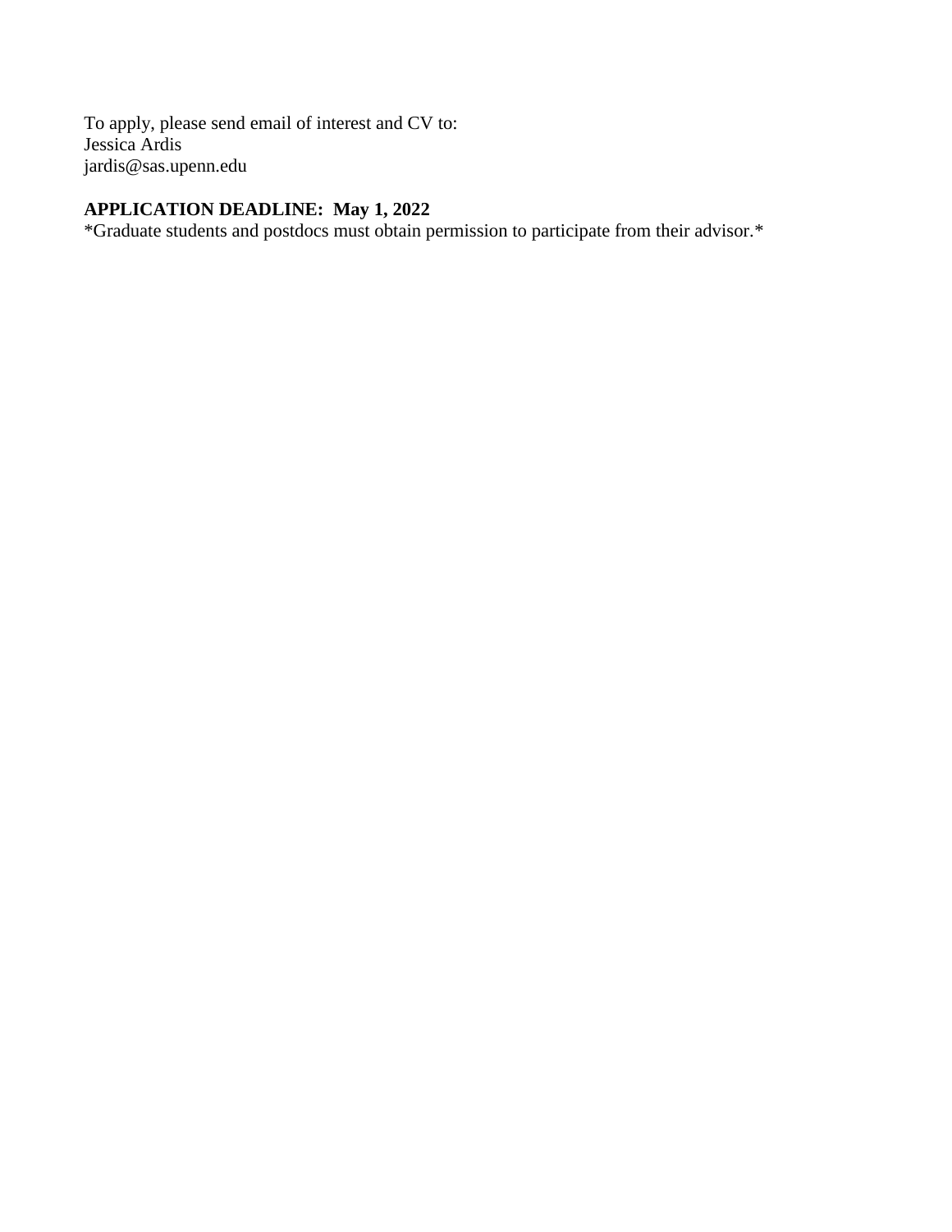To apply, please send email of interest and CV to:
Jessica Ardis
jardis@sas.upenn.edu

**APPLICATION DEADLINE: May 1, 2022**
*Graduate students and postdocs must obtain permission to participate from their advisor.*